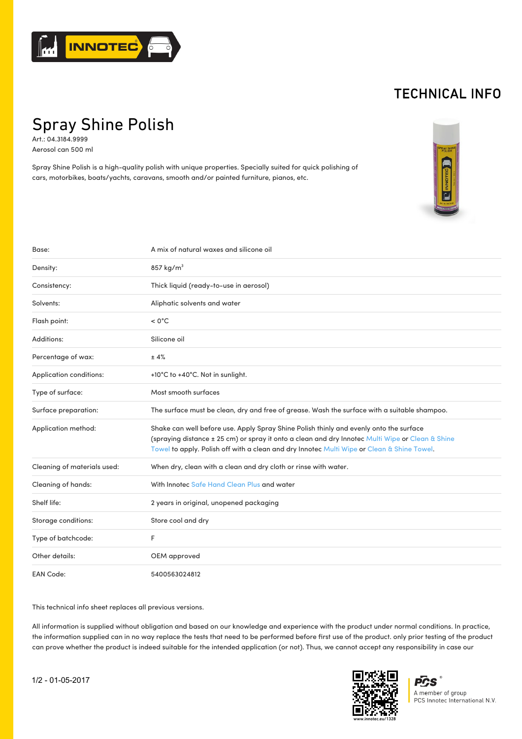TECHNICAL INFO

# Spray Shine Polish

Art.: 04.3184.9999
Aerosol can 500 ml

Spray Shine Polish is a high-quality polish with unique properties. Specially suited for quick polishing of cars, motorbikes, boats/yachts, caravans, smooth and/or painted furniture, pianos, etc.

| | |
|---|---|
| Base: | A mix of natural waxes and silicone oil |
| Density: | 857 kg/$m^3$ |
| Consistency: | Thick liquid (ready-to-use in aerosol) |
| Solvents: | Aliphatic solvents and water |
| Flash point: | < 0°C |
| Additions: | Silicone oil |
| Percentage of wax: | ± 4% |
| Application conditions: | +10°C to +40°C. Not in sunlight. |
| Type of surface: | Most smooth surfaces |
| Surface preparation: | The surface must be clean, dry and free of grease. Wash the surface with a suitable shampoo. |
| Application method: | Shake can well before use. Apply Spray Shine Polish thinly and evenly onto the surface (spraying distance ± 25 cm) or spray it onto a clean and dry Innotec Multi Wipe or Clean & Shine Towel to apply. Polish off with a clean and dry Innotec Multi Wipe or Clean & Shine Towel. |
| Cleaning of materials used: | When dry, clean with a clean and dry cloth or rinse with water. |
| Cleaning of hands: | With Innotec Safe Hand Clean Plus and water |
| Shelf life: | 2 years in original, unopened packaging |
| Storage conditions: | Store cool and dry |
| Type of batchcode: | F |
| Other details: | OEM approved |
| EAN Code: | 5400563024812 |

This technical info sheet replaces all previous versions.

All information is supplied without obligation and based on our knowledge and experience with the product under normal conditions. In practice, the information supplied can in no way replace the tests that need to be performed before first use of the product. only prior testing of the product can prove whether the product is indeed suitable for the intended application (or not). Thus, we cannot accept any responsibility in case our

1/2 - 01-05-2017

www.innotec.eu/1328

A member of group PCS Innotec International N.V.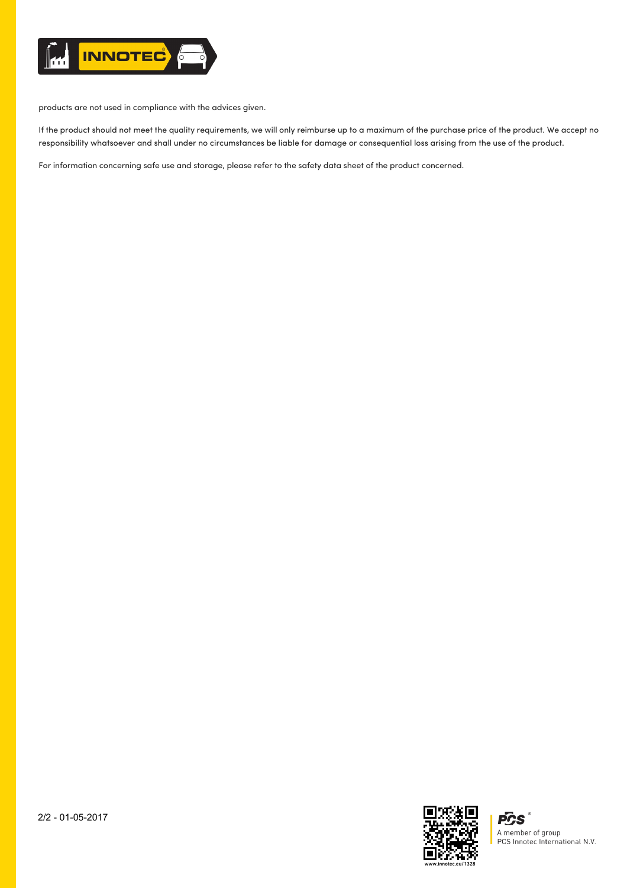products are not used in compliance with the advices given.

If the product should not meet the quality requirements, we will only reimburse up to a maximum of the purchase price of the product. We accept no responsibility whatsoever and shall under no circumstances be liable for damage or consequential loss arising from the use of the product.

For information concerning safe use and storage, please refer to the safety data sheet of the product concerned.